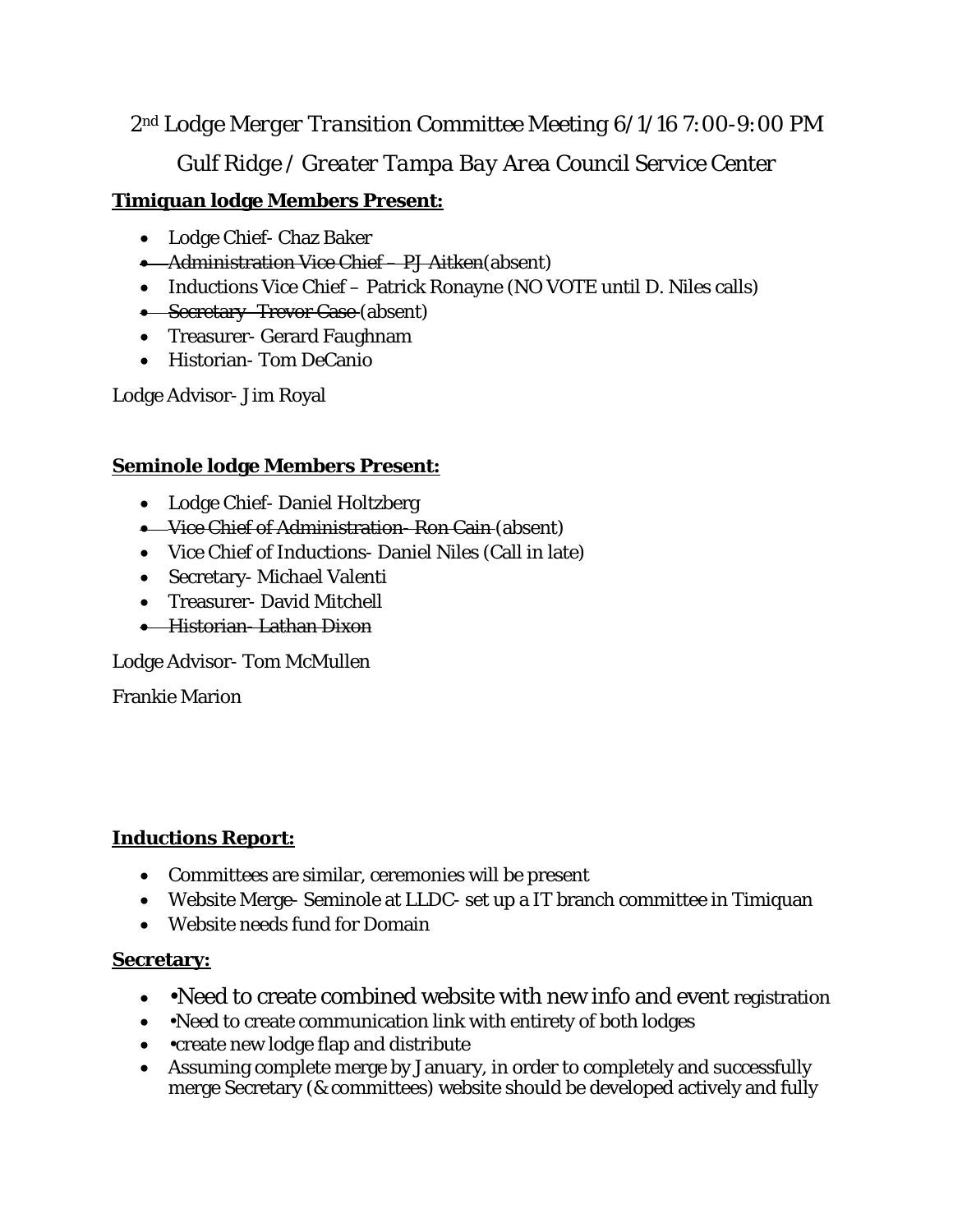# 2nd Lodge Merger Transition Committee Meeting 6/1/16 7:00-9:00 PM

## Gulf Ridge / Greater Tampa Bay Area Council Service Center

**Timiquan lodge Members Present:**

- Lodge Chief- Chaz Baker
- ~~Administration Vice Chief – PJ Aitken~~(absent)
- Inductions Vice Chief – Patrick Ronayne (NO VOTE until D. Niles calls)
- ~~Secretary- Trevor Case~~ (absent)
- Treasurer- Gerard Faughnam
- Historian- Tom DeCanio

Lodge Advisor- Jim Royal

**Seminole lodge Members Present:**

- Lodge Chief- Daniel Holtzberg
- ~~Vice Chief of Administration- Ron Cain~~ (absent)
- Vice Chief of Inductions- Daniel Niles (Call in late)
- Secretary- Michael Valenti
- Treasurer- David Mitchell
- ~~Historian- Lathan Dixon~~

Lodge Advisor- Tom McMullen

Frankie Marion

**Inductions Report:**

- Committees are similar, ceremonies will be present
- Website Merge- Seminole at LLDC- set up a IT branch committee in Timiquan
- Website needs fund for Domain

**Secretary:**

- •Need to create combined website with new info and event registration
- •Need to create communication link with entirety of both lodges
- •create new lodge flap and distribute
- Assuming complete merge by January, in order to completely and successfully merge Secretary (& committees) website should be developed actively and fully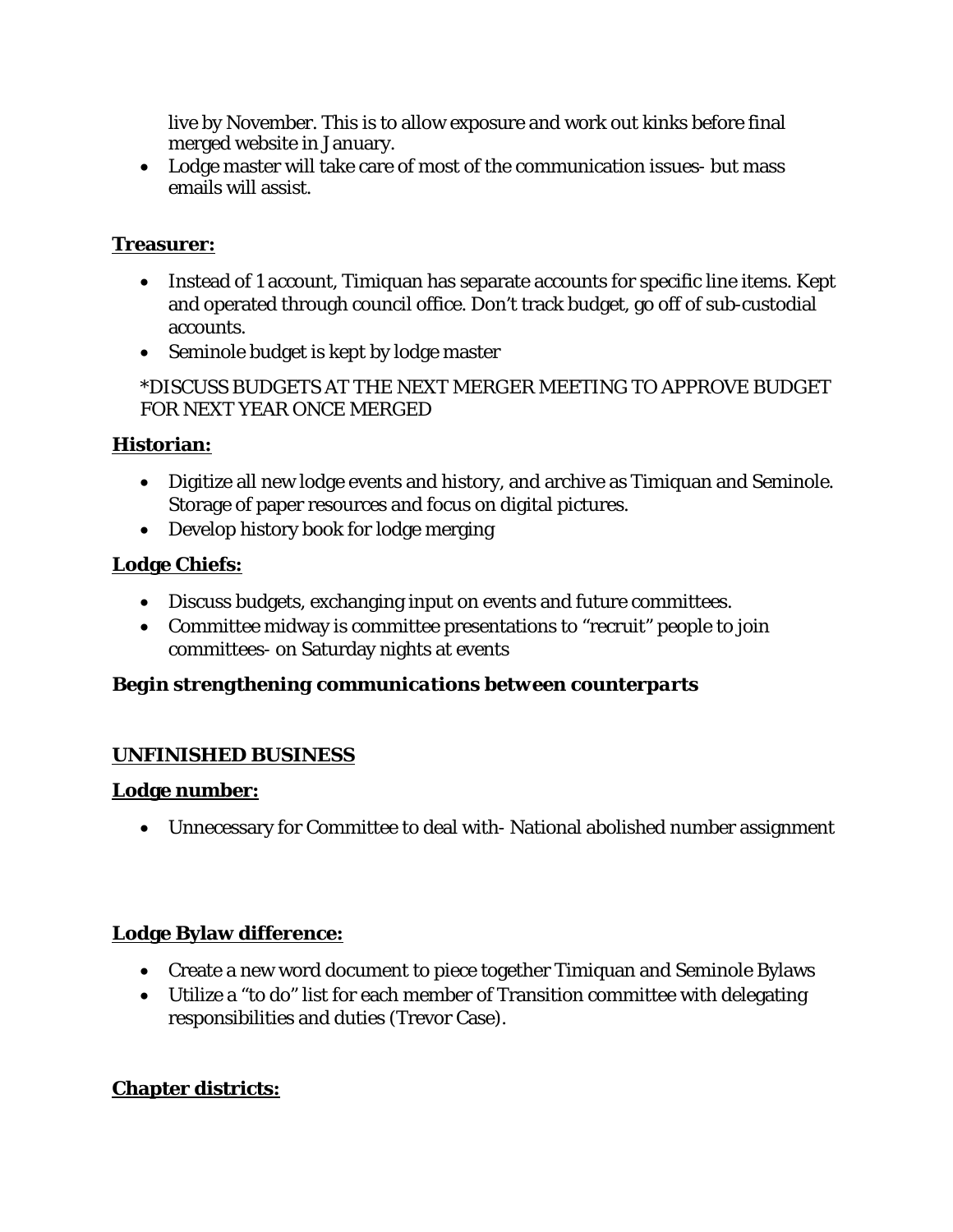live by November. This is to allow exposure and work out kinks before final merged website in January.
- Lodge master will take care of most of the communication issues- but mass emails will assist.

**Treasurer:**

- Instead of 1 account, Timiquan has separate accounts for specific line items. Kept and operated through council office. Don't track budget, go off of sub-custodial accounts.
- Seminole budget is kept by lodge master

*DISCUSS BUDGETS AT THE NEXT MERGER MEETING TO APPROVE BUDGET FOR NEXT YEAR ONCE MERGED

**Historian:**

- Digitize all new lodge events and history, and archive as Timiquan and Seminole. Storage of paper resources and focus on digital pictures.
- Develop history book for lodge merging

**Lodge Chiefs:**

- Discuss budgets, exchanging input on events and future committees.
- Committee midway is committee presentations to "recruit" people to join committees- on Saturday nights at events

***Begin strengthening communications between counterparts***

**UNFINISHED BUSINESS**

**Lodge number:**

- Unnecessary for Committee to deal with- National abolished number assignment

**Lodge Bylaw difference:**

- Create a new word document to piece together Timiquan and Seminole Bylaws
- Utilize a "to do" list for each member of Transition committee with delegating responsibilities and duties (Trevor Case).

**Chapter districts:**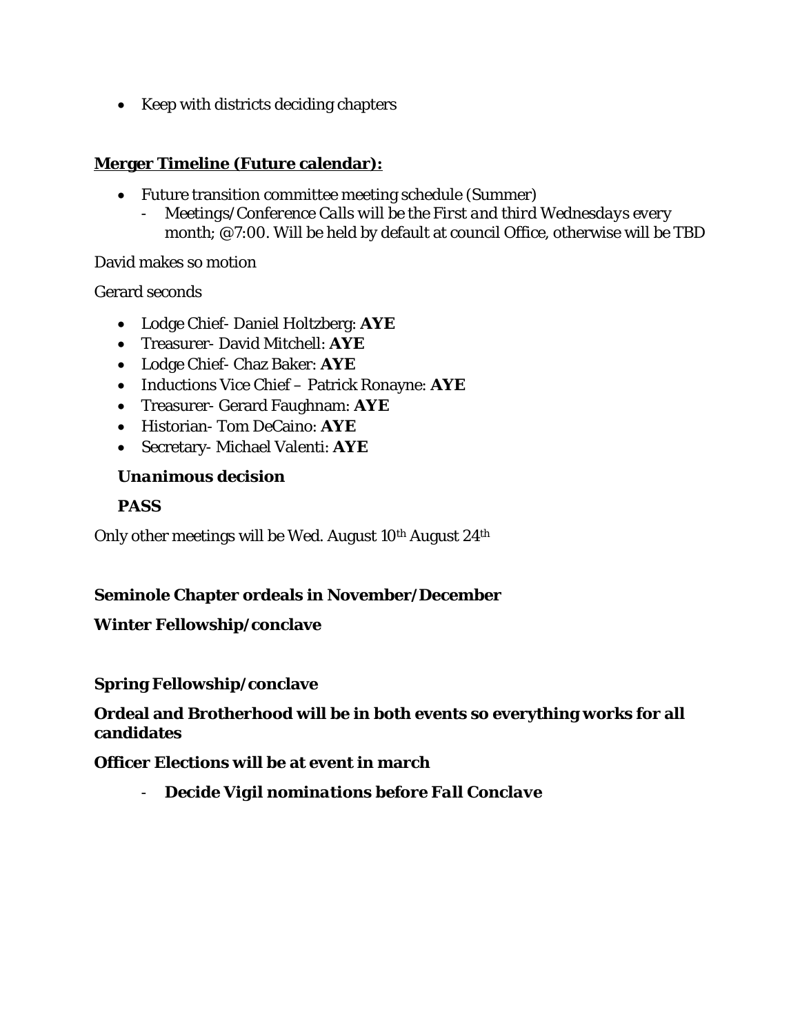- Keep with districts deciding chapters

**<u>Merger Timeline (Future calendar):</u>**

- Future transition committee meeting schedule (Summer)
    - *Meetings/Conference Calls will be the First and third Wednesdays every month; @7:00.* Will be held by default at council Office, otherwise will be TBD

David makes so motion

Gerard seconds

- Lodge Chief- Daniel Holtzberg: **AYE**
- Treasurer- David Mitchell: **AYE**
- Lodge Chief- Chaz Baker: **AYE**
- Inductions Vice Chief – Patrick Ronayne: **AYE**
- Treasurer- Gerard Faughnam: **AYE**
- Historian- Tom DeCaino: **AYE**
- Secretary- Michael Valenti: **AYE**

***Unanimous decision***

***PASS***

Only other meetings will be Wed. August 10th August 24th

**Seminole Chapter ordeals in November/December**

**Winter Fellowship/conclave**

**Spring Fellowship/conclave**

**Ordeal and Brotherhood will be in both events so everything works for all candidates**

**Officer Elections will be at event in march**

- ***Decide Vigil nominations before Fall Conclave***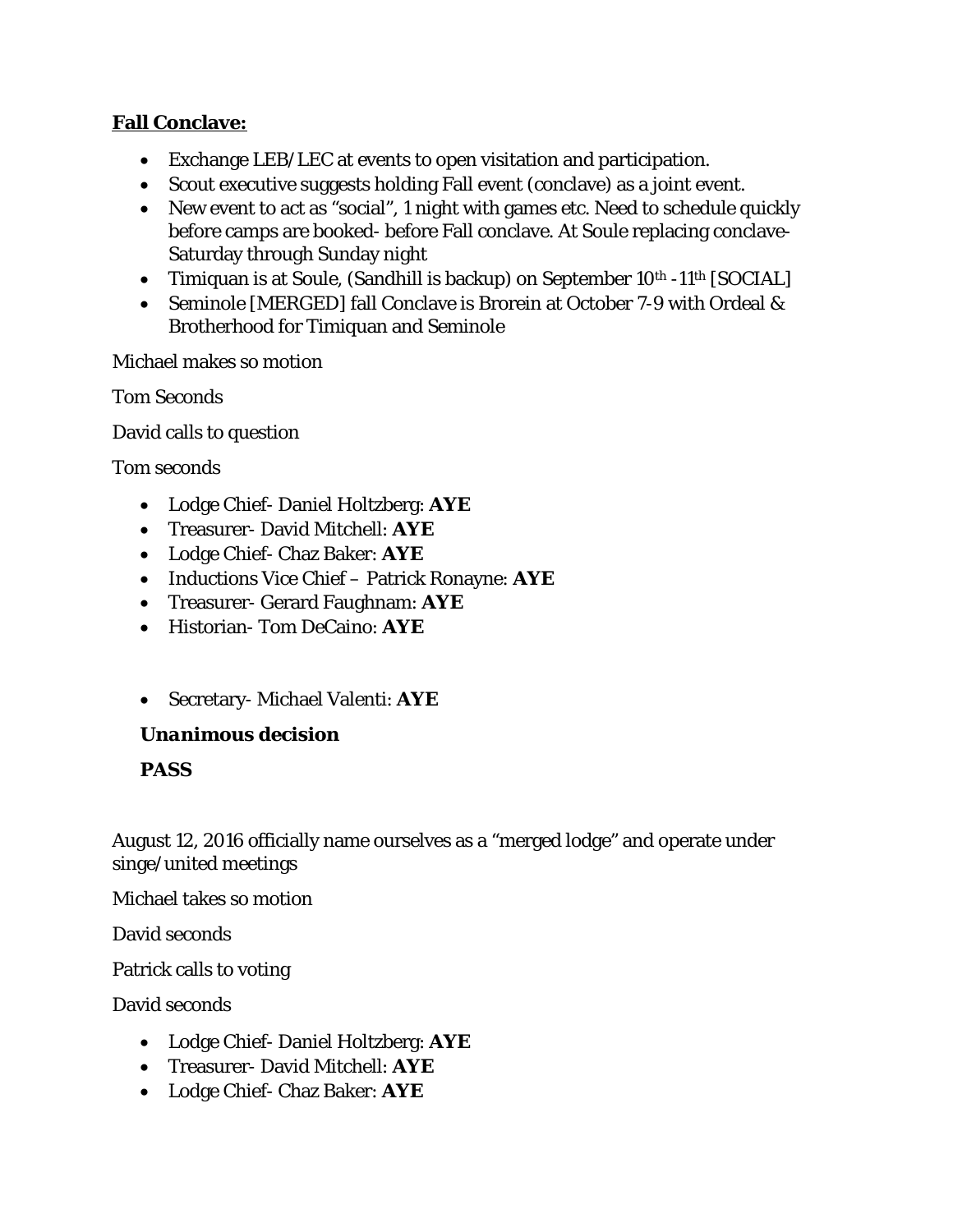**Fall Conclave:**

- Exchange LEB/LEC at events to open visitation and participation.
- Scout executive suggests holding Fall event (conclave) as a joint event.
- New event to act as "social", 1 night with games etc. Need to schedule quickly before camps are booked- before Fall conclave. At Soule replacing conclave- Saturday through Sunday night
- Timiquan is at Soule, (Sandhill is backup) on September 10th -11th [SOCIAL]
- Seminole [MERGED] fall Conclave is Brorein at October 7-9 with Ordeal & Brotherhood for Timiquan and Seminole

Michael makes so motion

Tom Seconds

David calls to question

Tom seconds

- Lodge Chief- Daniel Holtzberg: **AYE**
- Treasurer- David Mitchell: **AYE**
- Lodge Chief- Chaz Baker: **AYE**
- Inductions Vice Chief – Patrick Ronayne: **AYE**
- Treasurer- Gerard Faughnam: **AYE**
- Historian- Tom DeCaino: **AYE**

- Secretary- Michael Valenti: **AYE**

***Unanimous decision***

***PASS***

August 12, 2016 officially name ourselves as a "merged lodge" and operate under singe/united meetings

Michael takes so motion

David seconds

Patrick calls to voting

David seconds

- Lodge Chief- Daniel Holtzberg: **AYE**
- Treasurer- David Mitchell: **AYE**
- Lodge Chief- Chaz Baker: **AYE**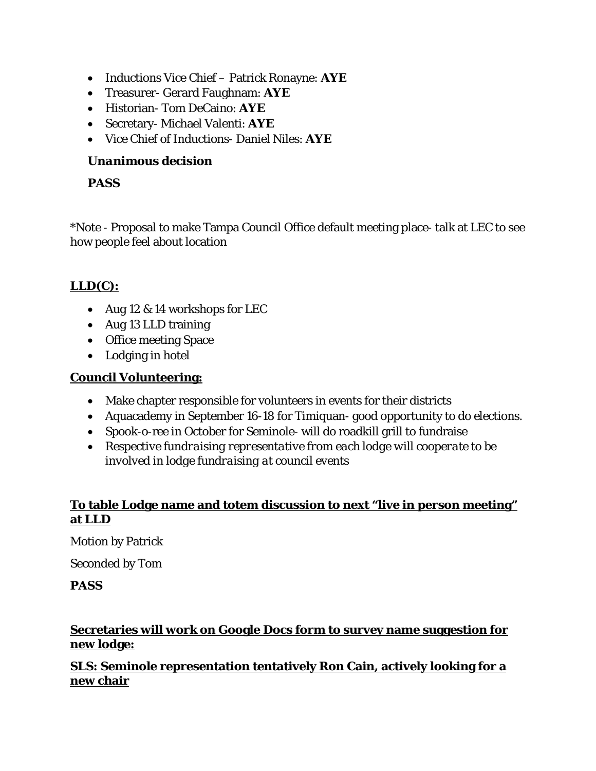- Inductions Vice Chief – Patrick Ronayne: **AYE**
- Treasurer- Gerard Faughnam: **AYE**
- Historian- Tom DeCaino: **AYE**
- Secretary- Michael Valenti: **AYE**
- Vice Chief of Inductions- Daniel Niles: **AYE**

***Unanimous decision***

**PASS**

*Note - Proposal to make Tampa Council Office default meeting place- talk at LEC to see how people feel about location

**<u>LLD(C):</u>**

- Aug 12 & 14 workshops for LEC
- Aug 13 LLD training
- Office meeting Space
- Lodging in hotel

**<u>Council Volunteering:</u>**

- Make chapter responsible for volunteers in events for their districts
- Aquacademy in September 16-18 for Timiquan- good opportunity to do elections.
- Spook-o-ree in October for Seminole- will do roadkill grill to fundraise
- *Respective fundraising representative from each lodge will cooperate to be involved in lodge fundraising at council events*

**<u>To table Lodge name and totem discussion to next "live in person meeting" at LLD</u>**

Motion by Patrick

Seconded by Tom

**PASS**

**<u>Secretaries will work on Google Docs form to survey name suggestion for new lodge:</u>**

**<u>SLS: Seminole representation tentatively Ron Cain, actively looking for a new chair</u>**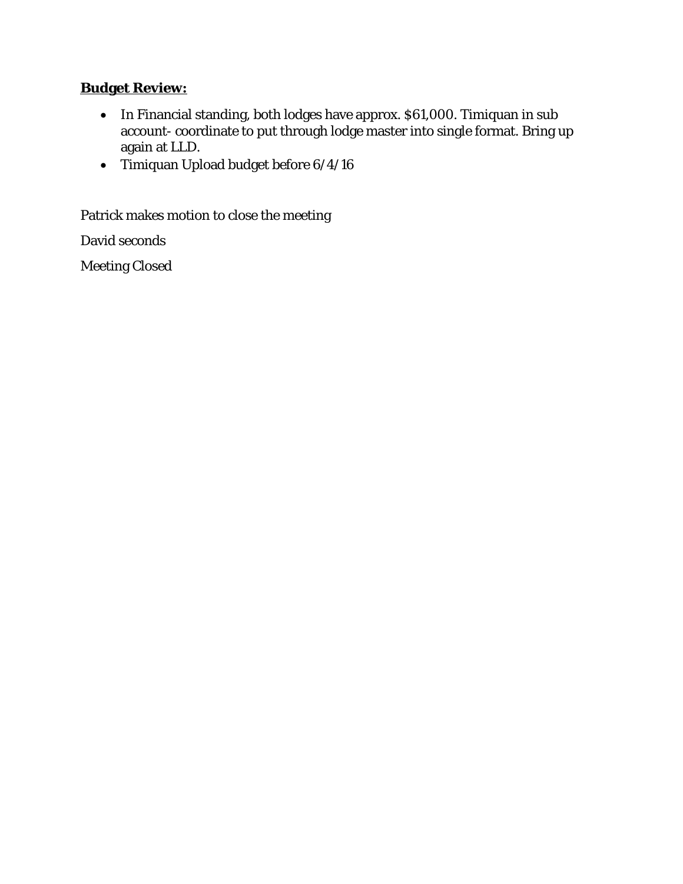**Budget Review:**

- In Financial standing, both lodges have approx. $61,000. Timiquan in sub account- coordinate to put through lodge master into single format. Bring up again at LLD.
- Timiquan Upload budget before 6/4/16

Patrick makes motion to close the meeting

David seconds

Meeting Closed